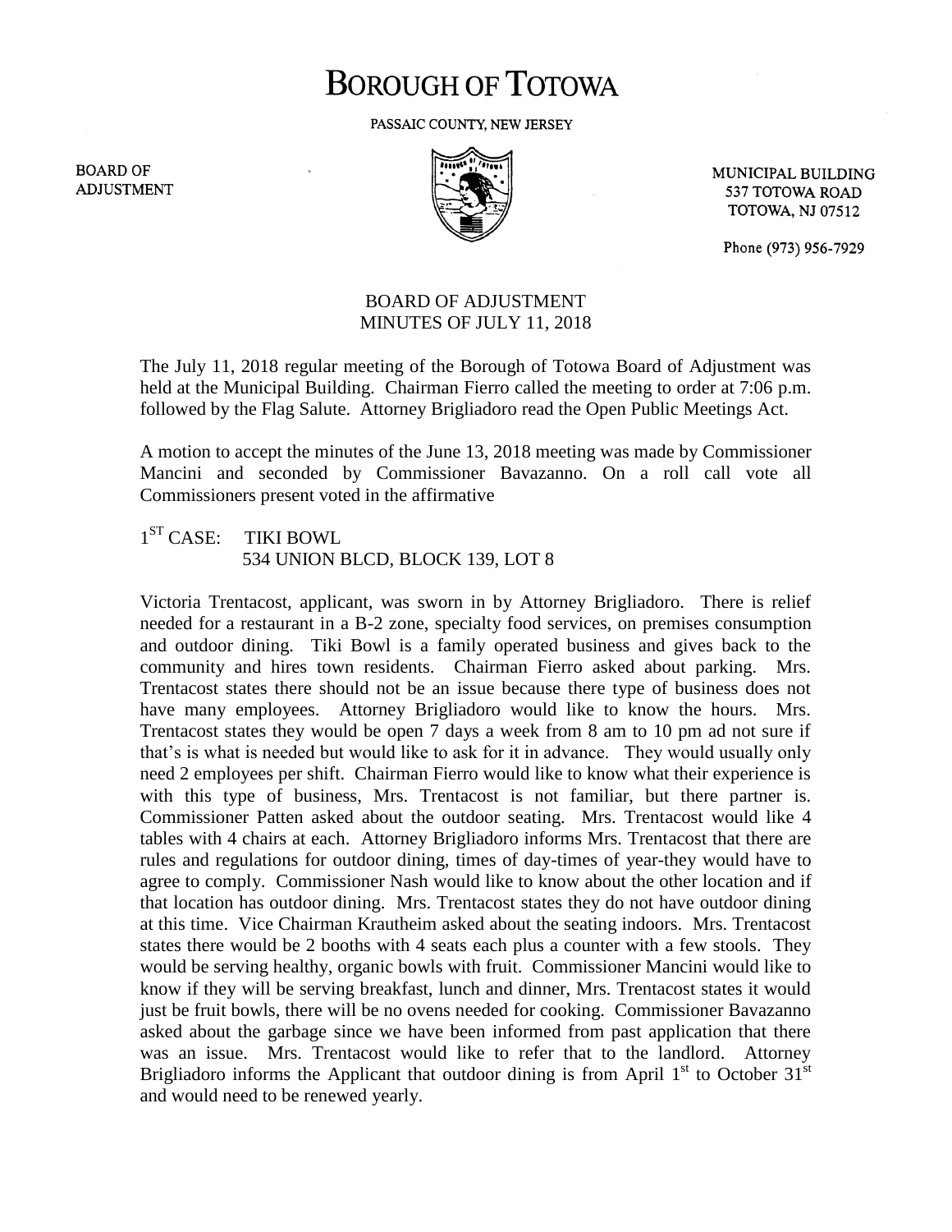# BOROUGH OF TOTOWA

PASSAIC COUNTY, NEW JERSEY

BOARD OF ADJUSTMENT

MUNICIPAL BUILDING
537 TOTOWA ROAD
TOTOWA, NJ 07512

Phone (973) 956-7929

## BOARD OF ADJUSTMENT
## MINUTES OF JULY 11, 2018

The July 11, 2018 regular meeting of the Borough of Totowa Board of Adjustment was held at the Municipal Building. Chairman Fierro called the meeting to order at 7:06 p.m. followed by the Flag Salute. Attorney Brigliadoro read the Open Public Meetings Act.

A motion to accept the minutes of the June 13, 2018 meeting was made by Commissioner Mancini and seconded by Commissioner Bavazanno. On a roll call vote all Commissioners present voted in the affirmative

1ST CASE: TIKI BOWL
534 UNION BLCD, BLOCK 139, LOT 8

Victoria Trentacost, applicant, was sworn in by Attorney Brigliadoro. There is relief needed for a restaurant in a B-2 zone, specialty food services, on premises consumption and outdoor dining. Tiki Bowl is a family operated business and gives back to the community and hires town residents. Chairman Fierro asked about parking. Mrs. Trentacost states there should not be an issue because there type of business does not have many employees. Attorney Brigliadoro would like to know the hours. Mrs. Trentacost states they would be open 7 days a week from 8 am to 10 pm ad not sure if that's is what is needed but would like to ask for it in advance. They would usually only need 2 employees per shift. Chairman Fierro would like to know what their experience is with this type of business, Mrs. Trentacost is not familiar, but there partner is. Commissioner Patten asked about the outdoor seating. Mrs. Trentacost would like 4 tables with 4 chairs at each. Attorney Brigliadoro informs Mrs. Trentacost that there are rules and regulations for outdoor dining, times of day-times of year-they would have to agree to comply. Commissioner Nash would like to know about the other location and if that location has outdoor dining. Mrs. Trentacost states they do not have outdoor dining at this time. Vice Chairman Krautheim asked about the seating indoors. Mrs. Trentacost states there would be 2 booths with 4 seats each plus a counter with a few stools. They would be serving healthy, organic bowls with fruit. Commissioner Mancini would like to know if they will be serving breakfast, lunch and dinner, Mrs. Trentacost states it would just be fruit bowls, there will be no ovens needed for cooking. Commissioner Bavazanno asked about the garbage since we have been informed from past application that there was an issue. Mrs. Trentacost would like to refer that to the landlord. Attorney Brigliadoro informs the Applicant that outdoor dining is from April 1st to October 31st and would need to be renewed yearly.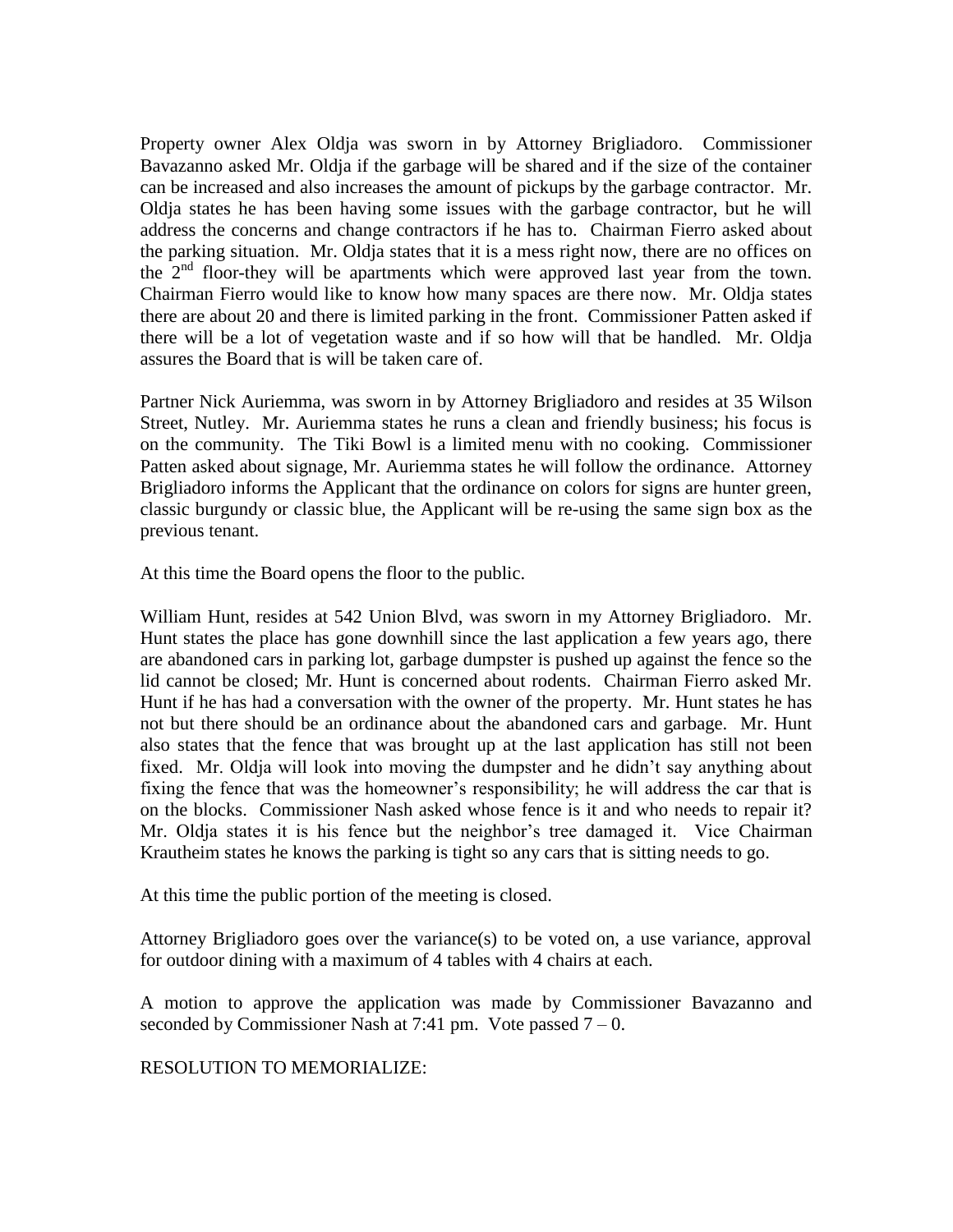Property owner Alex Oldja was sworn in by Attorney Brigliadoro. Commissioner Bavazanno asked Mr. Oldja if the garbage will be shared and if the size of the container can be increased and also increases the amount of pickups by the garbage contractor. Mr. Oldja states he has been having some issues with the garbage contractor, but he will address the concerns and change contractors if he has to. Chairman Fierro asked about the parking situation. Mr. Oldja states that it is a mess right now, there are no offices on the 2nd floor-they will be apartments which were approved last year from the town. Chairman Fierro would like to know how many spaces are there now. Mr. Oldja states there are about 20 and there is limited parking in the front. Commissioner Patten asked if there will be a lot of vegetation waste and if so how will that be handled. Mr. Oldja assures the Board that is will be taken care of.

Partner Nick Auriemma, was sworn in by Attorney Brigliadoro and resides at 35 Wilson Street, Nutley. Mr. Auriemma states he runs a clean and friendly business; his focus is on the community. The Tiki Bowl is a limited menu with no cooking. Commissioner Patten asked about signage, Mr. Auriemma states he will follow the ordinance. Attorney Brigliadoro informs the Applicant that the ordinance on colors for signs are hunter green, classic burgundy or classic blue, the Applicant will be re-using the same sign box as the previous tenant.

At this time the Board opens the floor to the public.

William Hunt, resides at 542 Union Blvd, was sworn in my Attorney Brigliadoro. Mr. Hunt states the place has gone downhill since the last application a few years ago, there are abandoned cars in parking lot, garbage dumpster is pushed up against the fence so the lid cannot be closed; Mr. Hunt is concerned about rodents. Chairman Fierro asked Mr. Hunt if he has had a conversation with the owner of the property. Mr. Hunt states he has not but there should be an ordinance about the abandoned cars and garbage. Mr. Hunt also states that the fence that was brought up at the last application has still not been fixed. Mr. Oldja will look into moving the dumpster and he didn't say anything about fixing the fence that was the homeowner's responsibility; he will address the car that is on the blocks. Commissioner Nash asked whose fence is it and who needs to repair it? Mr. Oldja states it is his fence but the neighbor's tree damaged it. Vice Chairman Krautheim states he knows the parking is tight so any cars that is sitting needs to go.

At this time the public portion of the meeting is closed.

Attorney Brigliadoro goes over the variance(s) to be voted on, a use variance, approval for outdoor dining with a maximum of 4 tables with 4 chairs at each.

A motion to approve the application was made by Commissioner Bavazanno and seconded by Commissioner Nash at 7:41 pm. Vote passed 7 – 0.

RESOLUTION TO MEMORIALIZE: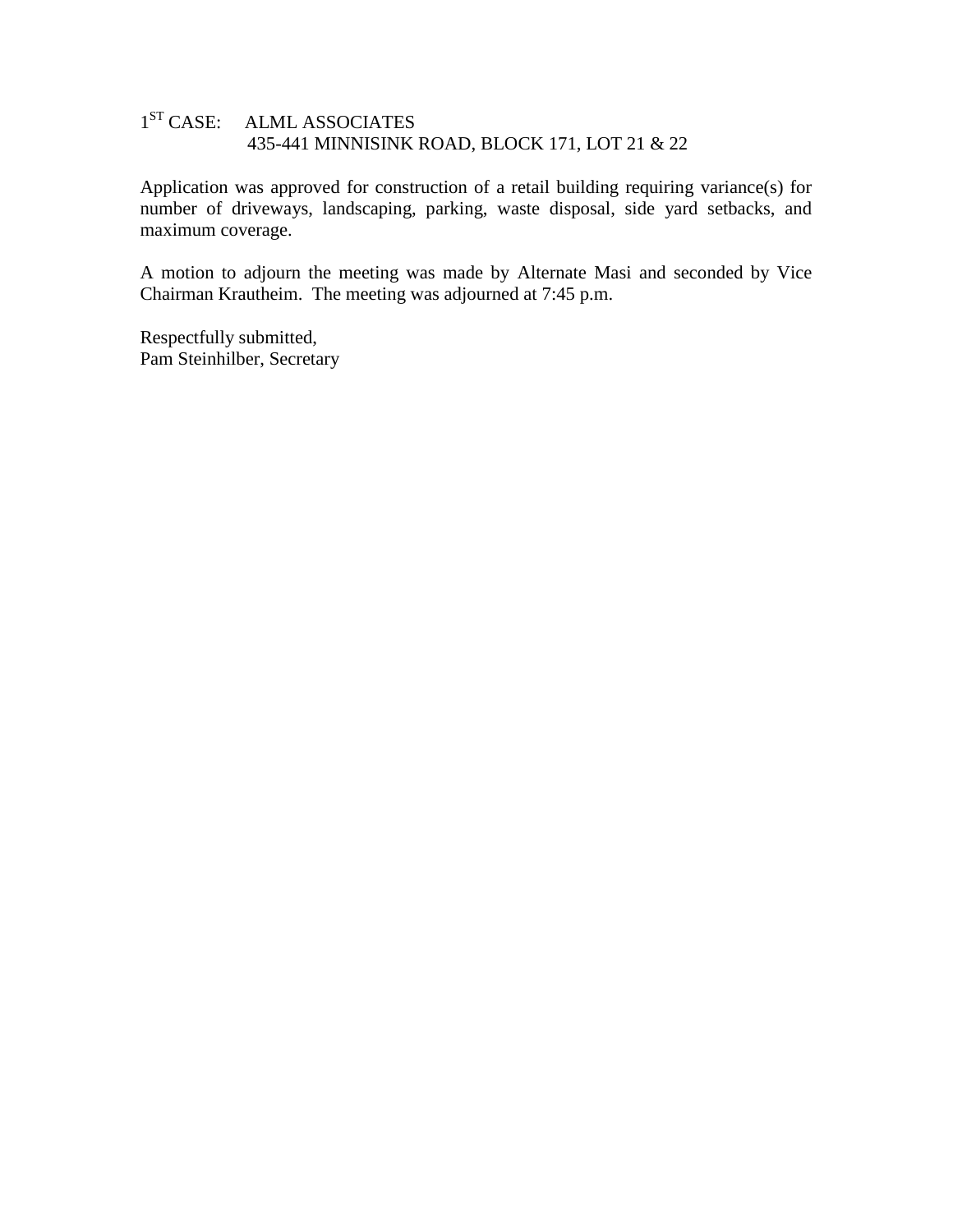1[ST] CASE: ALML ASSOCIATES
435-441 MINNISINK ROAD, BLOCK 171, LOT 21 & 22

Application was approved for construction of a retail building requiring variance(s) for number of driveways, landscaping, parking, waste disposal, side yard setbacks, and maximum coverage.

A motion to adjourn the meeting was made by Alternate Masi and seconded by Vice Chairman Krautheim. The meeting was adjourned at 7:45 p.m.

Respectfully submitted,
Pam Steinhilber, Secretary